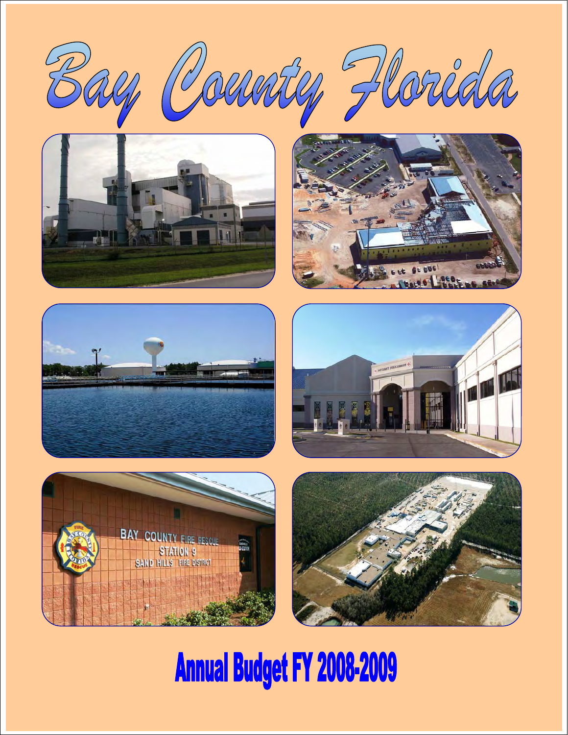# Bay County Florida

## Annual Budget FY 2008-2009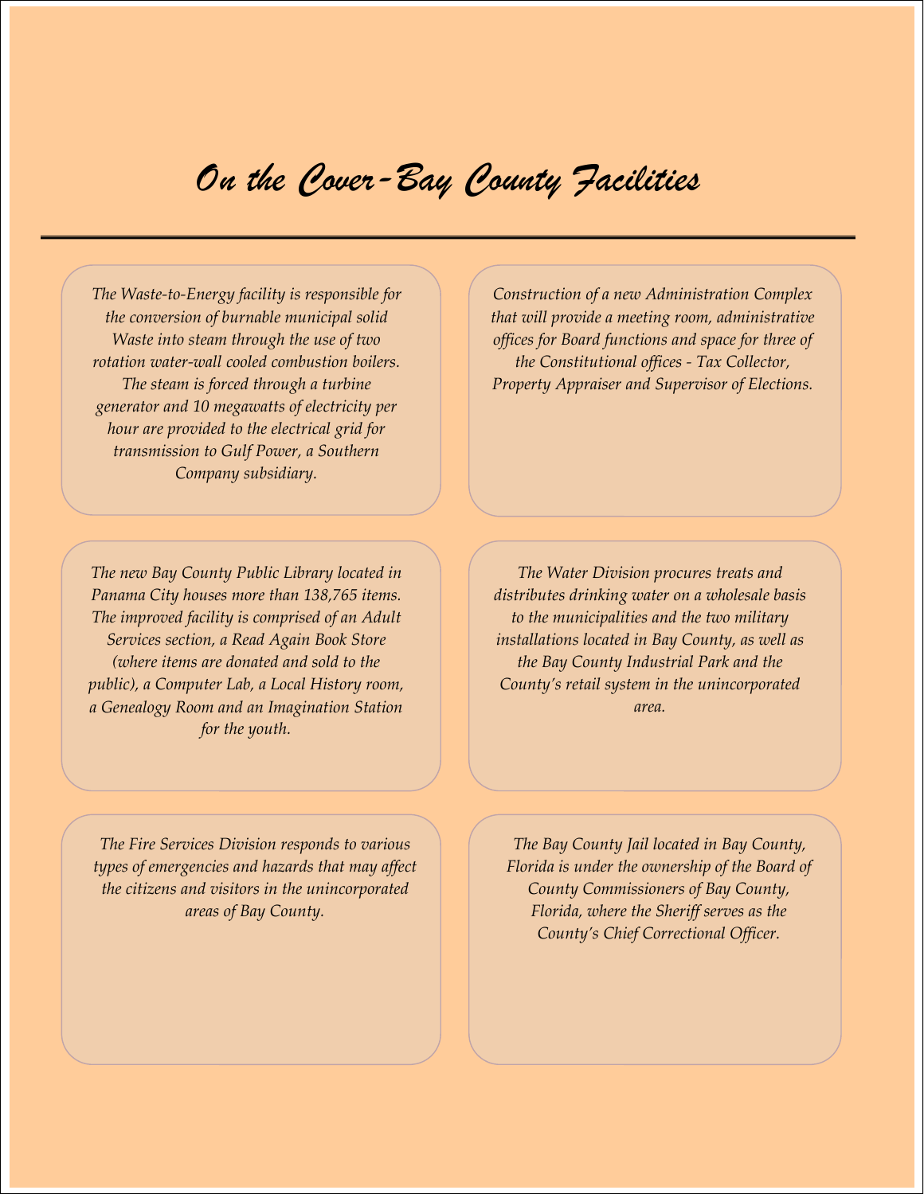# On the Cover-Bay County Facilities

*The Waste-to-Energy facility is responsible for the conversion of burnable municipal solid Waste into steam through the use of two rotation water-wall cooled combustion boilers. The steam is forced through a turbine generator and 10 megawatts of electricity per hour are provided to the electrical grid for transmission to Gulf Power, a Southern Company subsidiary.*

*Construction of a new Administration Complex that will provide a meeting room, administrative offices for Board functions and space for three of the Constitutional offices - Tax Collector, Property Appraiser and Supervisor of Elections.*

*The new Bay County Public Library located in Panama City houses more than 138,765 items. The improved facility is comprised of an Adult Services section, a Read Again Book Store (where items are donated and sold to the public), a Computer Lab, a Local History room, a Genealogy Room and an Imagination Station for the youth.*

*The Water Division procures treats and distributes drinking water on a wholesale basis to the municipalities and the two military installations located in Bay County, as well as the Bay County Industrial Park and the County's retail system in the unincorporated area.*

*The Fire Services Division responds to various types of emergencies and hazards that may affect the citizens and visitors in the unincorporated areas of Bay County.*

*The Bay County Jail located in Bay County, Florida is under the ownership of the Board of County Commissioners of Bay County, Florida, where the Sheriff serves as the County's Chief Correctional Officer.*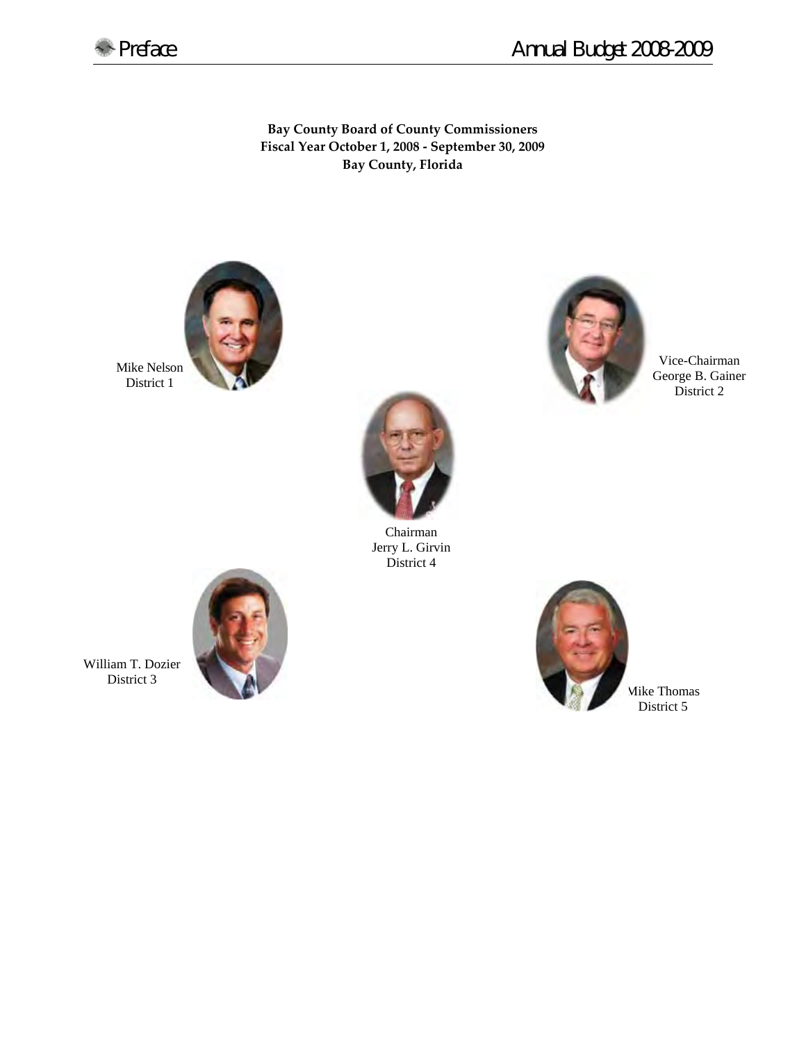**Bay County Board of County Commissioners**
**Fiscal Year October 1, 2008 - September 30, 2009**
**Bay County, Florida**

Mike Nelson
District 1

Vice-Chairman
George B. Gainer
District 2

Chairman
Jerry L. Girvin
District 4

William T. Dozier
District 3

Mike Thomas
District 5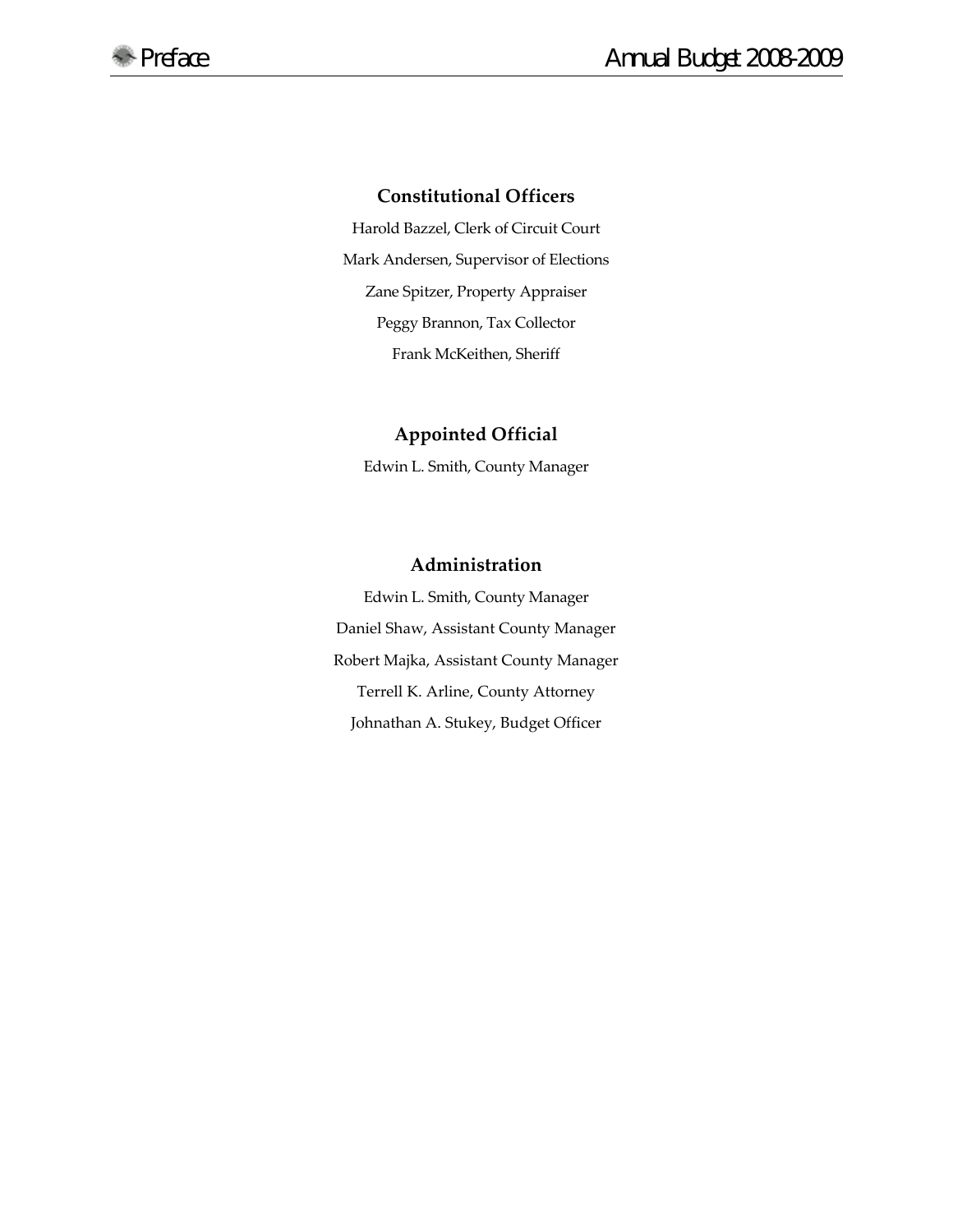## Constitutional Officers

Harold Bazzel, Clerk of Circuit Court

Mark Andersen, Supervisor of Elections

Zane Spitzer, Property Appraiser

Peggy Brannon, Tax Collector

Frank McKeithen, Sheriff

## Appointed Official

Edwin L. Smith, County Manager

## Administration

Edwin L. Smith, County Manager

Daniel Shaw, Assistant County Manager

Robert Majka, Assistant County Manager

Terrell K. Arline, County Attorney

Johnathan A. Stukey, Budget Officer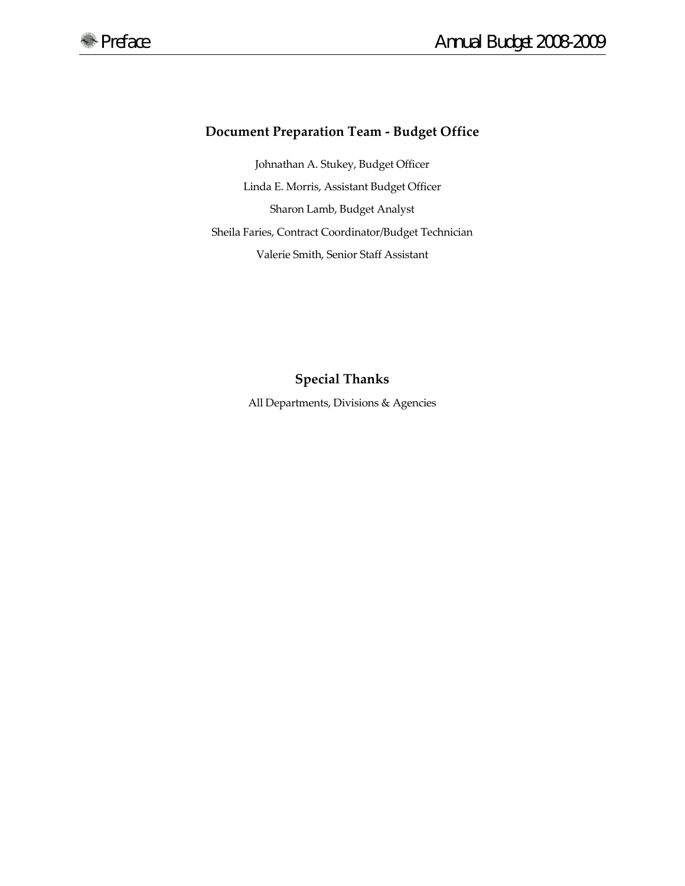## Document Preparation Team - Budget Office

Johnathan A. Stukey, Budget Officer

Linda E. Morris, Assistant Budget Officer

Sharon Lamb, Budget Analyst

Sheila Faries, Contract Coordinator/Budget Technician

Valerie Smith, Senior Staff Assistant

## Special Thanks

All Departments, Divisions & Agencies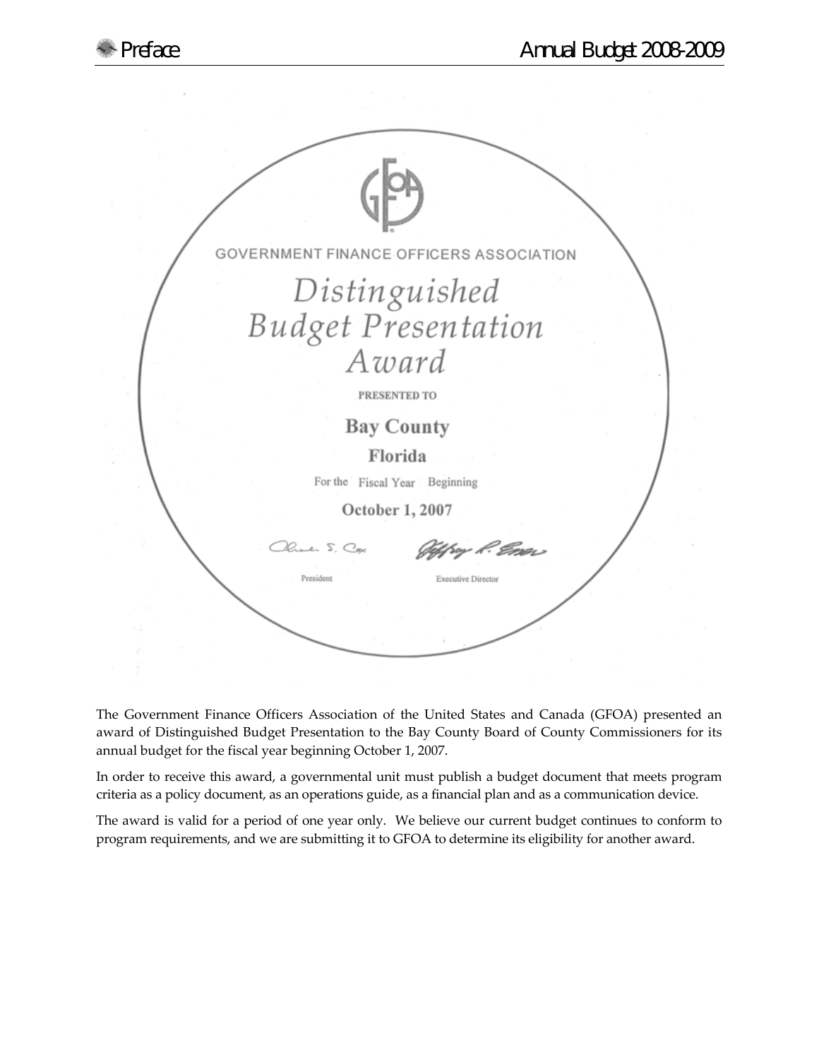GOVERNMENT FINANCE OFFICERS ASSOCIATION

# *Distinguished Budget Presentation Award*

PRESENTED TO

**Bay County**

**Florida**

For the Fiscal Year Beginning

**October 1, 2007**

President

Executive Director

The Government Finance Officers Association of the United States and Canada (GFOA) presented an award of Distinguished Budget Presentation to the Bay County Board of County Commissioners for its annual budget for the fiscal year beginning October 1, 2007.

In order to receive this award, a governmental unit must publish a budget document that meets program criteria as a policy document, as an operations guide, as a financial plan and as a communication device.

The award is valid for a period of one year only. We believe our current budget continues to conform to program requirements, and we are submitting it to GFOA to determine its eligibility for another award.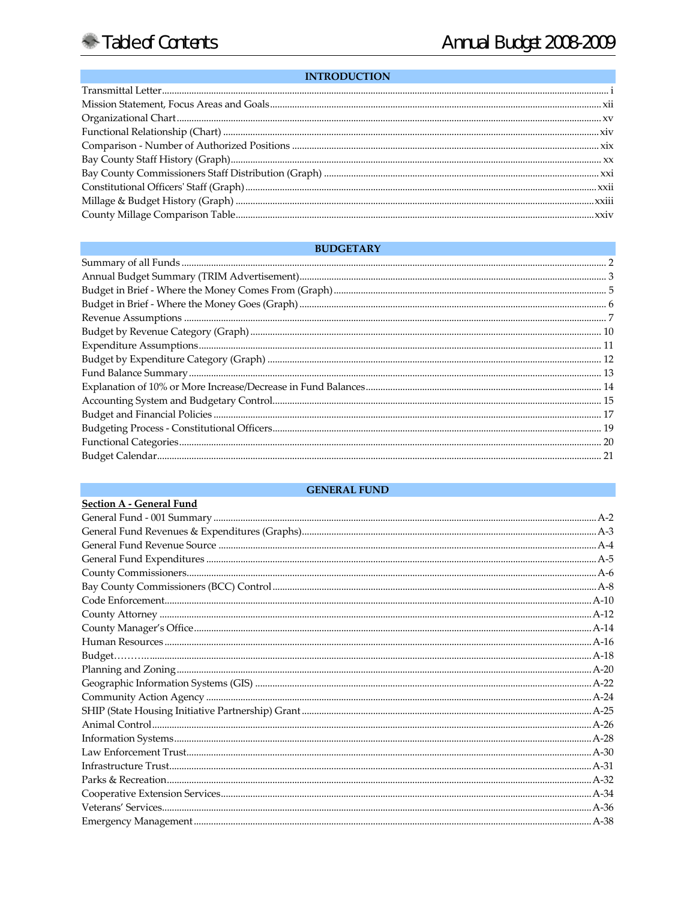# Table of Contents

## Annual Budget 2008-2009

### INTRODUCTION

| | |
|---|---|
| Transmittal Letter | i |
| Mission Statement, Focus Areas and Goals | xii |
| Organizational Chart | xv |
| Functional Relationship (Chart) | xiv |
| Comparison - Number of Authorized Positions | xix |
| Bay County Staff History (Graph) | xx |
| Bay County Commissioners Staff Distribution (Graph) | xxi |
| Constitutional Officers' Staff (Graph) | xxii |
| Millage & Budget History (Graph) | xxiii |
| County Millage Comparison Table | xxiv |

### BUDGETARY

| | |
|---|---|
| Summary of all Funds | 2 |
| Annual Budget Summary (TRIM Advertisement) | 3 |
| Budget in Brief - Where the Money Comes From (Graph) | 5 |
| Budget in Brief - Where the Money Goes (Graph) | 6 |
| Revenue Assumptions | 7 |
| Budget by Revenue Category (Graph) | 10 |
| Expenditure Assumptions | 11 |
| Budget by Expenditure Category (Graph) | 12 |
| Fund Balance Summary | 13 |
| Explanation of 10% or More Increase/Decrease in Fund Balances | 14 |
| Accounting System and Budgetary Control | 15 |
| Budget and Financial Policies | 17 |
| Budgeting Process - Constitutional Officers | 19 |
| Functional Categories | 20 |
| Budget Calendar | 21 |

### GENERAL FUND

**Section A - General Fund**

| | |
|---|---|
| General Fund - 001 Summary | A-2 |
| General Fund Revenues & Expenditures (Graphs) | A-3 |
| General Fund Revenue Source | A-4 |
| General Fund Expenditures | A-5 |
| County Commissioners | A-6 |
| Bay County Commissioners (BCC) Control | A-8 |
| Code Enforcement | A-10 |
| County Attorney | A-12 |
| County Manager's Office | A-14 |
| Human Resources | A-16 |
| Budget…….. | A-18 |
| Planning and Zoning | A-20 |
| Geographic Information Systems (GIS) | A-22 |
| Community Action Agency | A-24 |
| SHIP (State Housing Initiative Partnership) Grant | A-25 |
| Animal Control | A-26 |
| Information Systems | A-28 |
| Law Enforcement Trust | A-30 |
| Infrastructure Trust | A-31 |
| Parks & Recreation | A-32 |
| Cooperative Extension Services | A-34 |
| Veterans' Services | A-36 |
| Emergency Management | A-38 |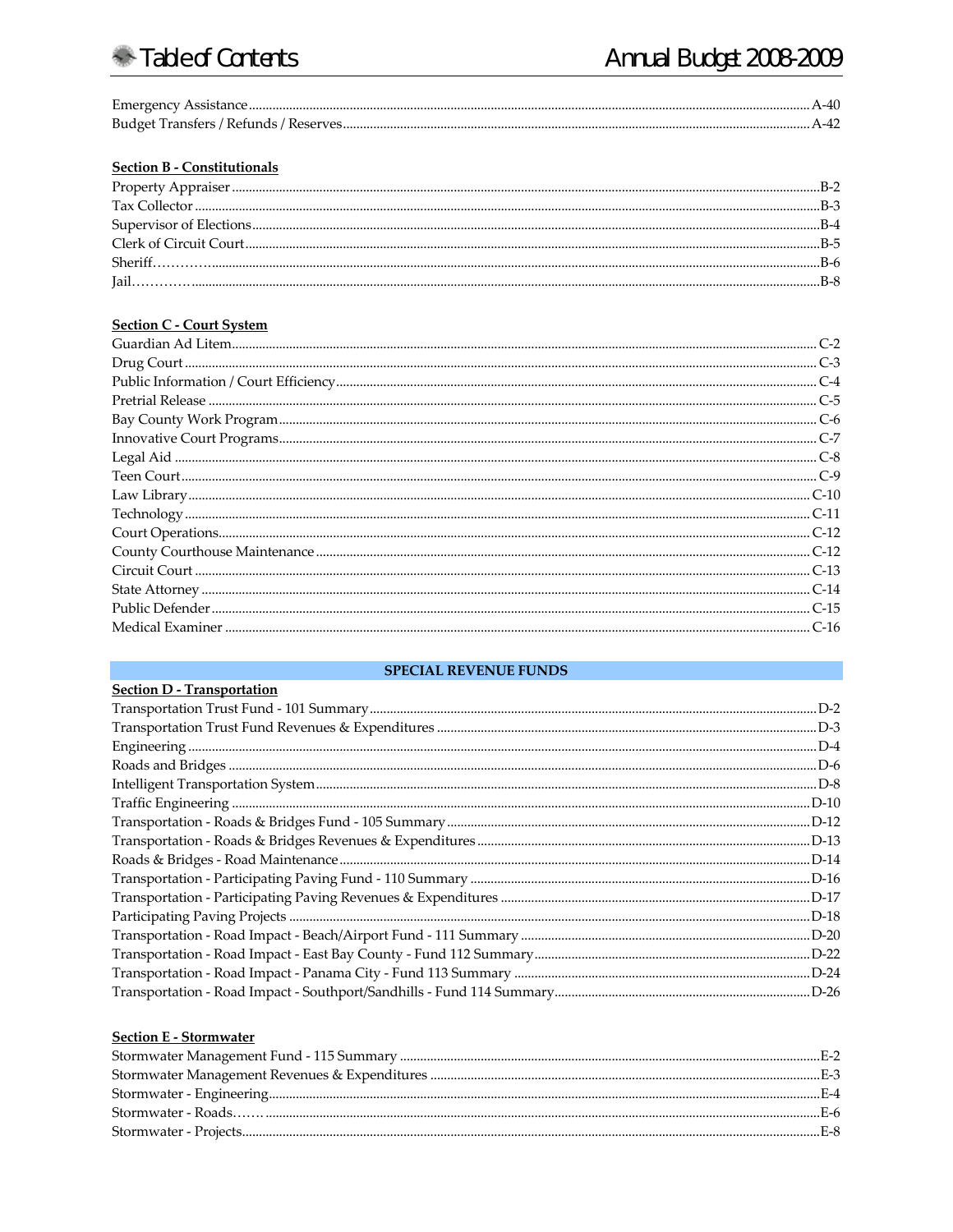Emergency Assistance ........ A-40
Budget Transfers / Refunds / Reserves ........ A-42

**Section B - Constitutionals**

Property Appraiser ........ B-2
Tax Collector ........ B-3
Supervisor of Elections ........ B-4
Clerk of Circuit Court ........ B-5
Sheriff ........ B-6
Jail ........ B-8

**Section C - Court System**

Guardian Ad Litem ........ C-2
Drug Court ........ C-3
Public Information / Court Efficiency ........ C-4
Pretrial Release ........ C-5
Bay County Work Program ........ C-6
Innovative Court Programs ........ C-7
Legal Aid ........ C-8
Teen Court ........ C-9
Law Library ........ C-10
Technology ........ C-11
Court Operations ........ C-12
County Courthouse Maintenance ........ C-12
Circuit Court ........ C-13
State Attorney ........ C-14
Public Defender ........ C-15
Medical Examiner ........ C-16

## SPECIAL REVENUE FUNDS

**Section D - Transportation**

Transportation Trust Fund - 101 Summary ........ D-2
Transportation Trust Fund Revenues & Expenditures ........ D-3
Engineering ........ D-4
Roads and Bridges ........ D-6
Intelligent Transportation System ........ D-8
Traffic Engineering ........ D-10
Transportation - Roads & Bridges Fund - 105 Summary ........ D-12
Transportation - Roads & Bridges Revenues & Expenditures ........ D-13
Roads & Bridges - Road Maintenance ........ D-14
Transportation - Participating Paving Fund - 110 Summary ........ D-16
Transportation - Participating Paving Revenues & Expenditures ........ D-17
Participating Paving Projects ........ D-18
Transportation - Road Impact - Beach/Airport Fund - 111 Summary ........ D-20
Transportation - Road Impact - East Bay County - Fund 112 Summary ........ D-22
Transportation - Road Impact - Panama City - Fund 113 Summary ........ D-24
Transportation - Road Impact - Southport/Sandhills - Fund 114 Summary ........ D-26

**Section E - Stormwater**

Stormwater Management Fund - 115 Summary ........ E-2
Stormwater Management Revenues & Expenditures ........ E-3
Stormwater - Engineering ........ E-4
Stormwater - Roads ........ E-6
Stormwater - Projects ........ E-8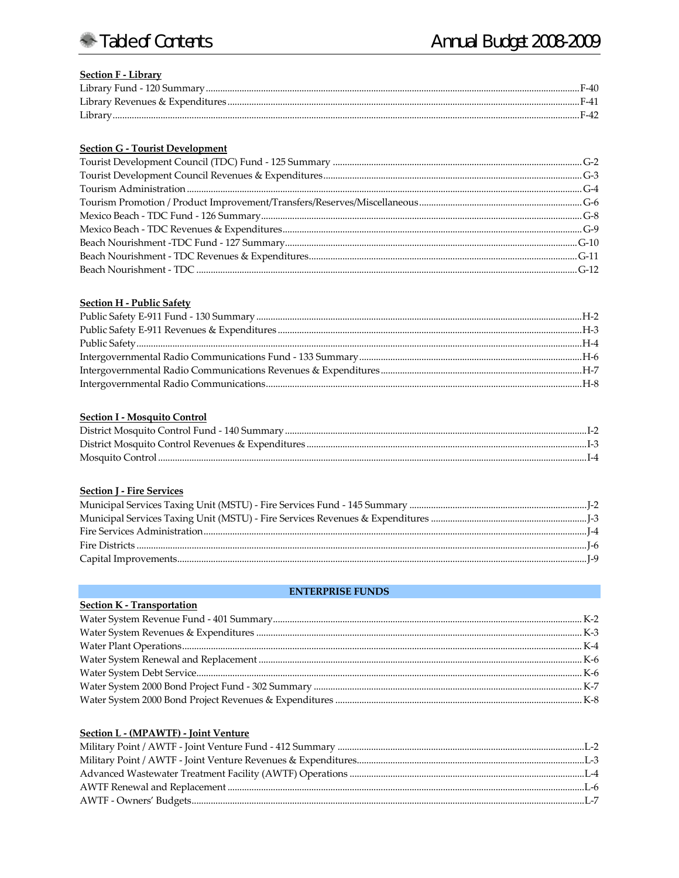#### Section F - Library

Library Fund - 120 Summary ........ F-40
Library Revenues & Expenditures ........ F-41
Library ........ F-42

#### Section G - Tourist Development

Tourist Development Council (TDC) Fund - 125 Summary ........ G-2
Tourist Development Council Revenues & Expenditures ........ G-3
Tourism Administration ........ G-4
Tourism Promotion / Product Improvement/Transfers/Reserves/Miscellaneous ........ G-6
Mexico Beach - TDC Fund - 126 Summary ........ G-8
Mexico Beach - TDC Revenues & Expenditures ........ G-9
Beach Nourishment -TDC Fund - 127 Summary ........ G-10
Beach Nourishment - TDC Revenues & Expenditures ........ G-11
Beach Nourishment - TDC ........ G-12

#### Section H - Public Safety

Public Safety E-911 Fund - 130 Summary ........ H-2
Public Safety E-911 Revenues & Expenditures ........ H-3
Public Safety ........ H-4
Intergovernmental Radio Communications Fund - 133 Summary ........ H-6
Intergovernmental Radio Communications Revenues & Expenditures ........ H-7
Intergovernmental Radio Communications ........ H-8

#### Section I - Mosquito Control

District Mosquito Control Fund - 140 Summary ........ I-2
District Mosquito Control Revenues & Expenditures ........ I-3
Mosquito Control ........ I-4

#### Section J - Fire Services

Municipal Services Taxing Unit (MSTU) - Fire Services Fund - 145 Summary ........ J-2
Municipal Services Taxing Unit (MSTU) - Fire Services Revenues & Expenditures ........ J-3
Fire Services Administration ........ J-4
Fire Districts ........ J-6
Capital Improvements ........ J-9

### ENTERPRISE FUNDS

#### Section K - Transportation

Water System Revenue Fund - 401 Summary ........ K-2
Water System Revenues & Expenditures ........ K-3
Water Plant Operations ........ K-4
Water System Renewal and Replacement ........ K-6
Water System Debt Service ........ K-6
Water System 2000 Bond Project Fund - 302 Summary ........ K-7
Water System 2000 Bond Project Revenues & Expenditures ........ K-8

#### Section L - (MPAWTF) - Joint Venture

Military Point / AWTF - Joint Venture Fund - 412 Summary ........ L-2
Military Point / AWTF - Joint Venture Revenues & Expenditures ........ L-3
Advanced Wastewater Treatment Facility (AWTF) Operations ........ L-4
AWTF Renewal and Replacement ........ L-6
AWTF - Owners' Budgets ........ L-7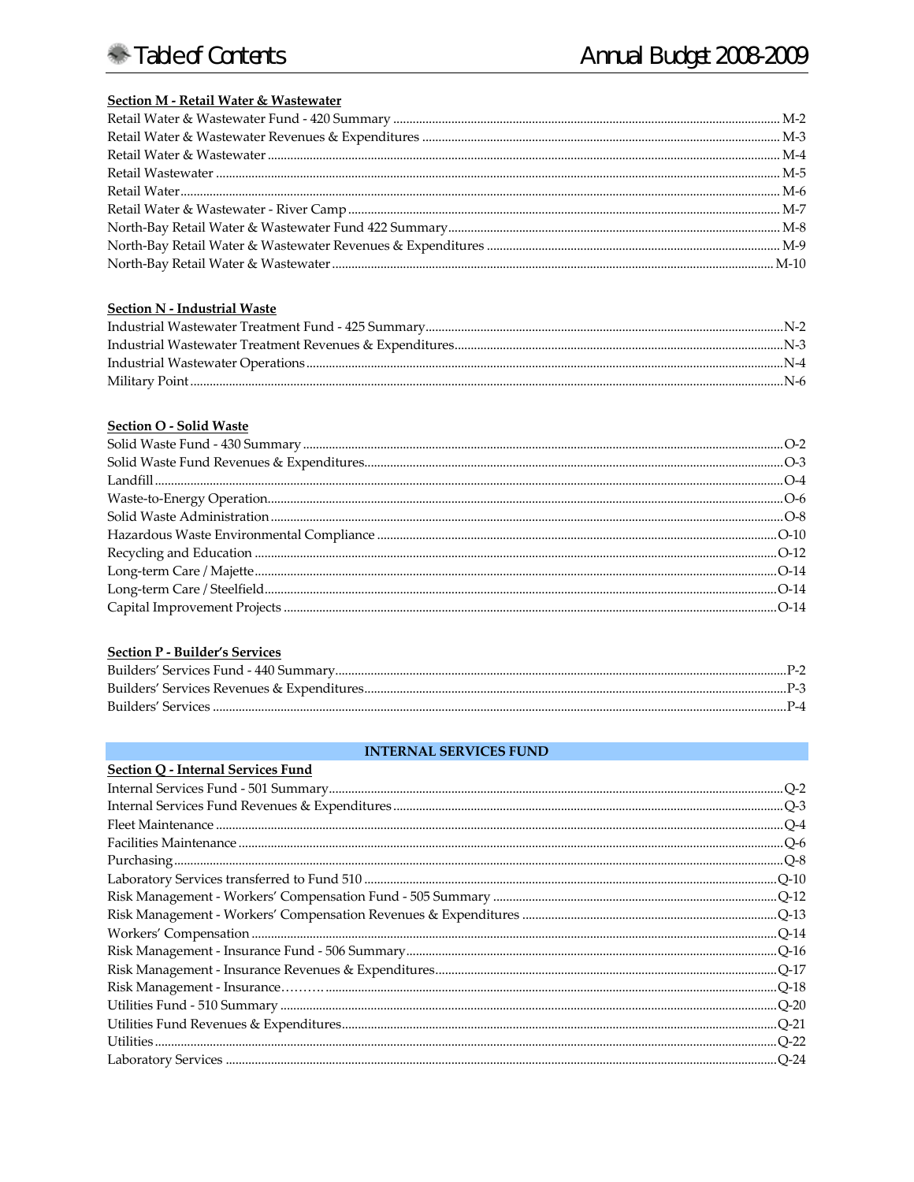## Section M - Retail Water & Wastewater

| | |
|---|---|
| Retail Water & Wastewater Fund - 420 Summary | M-2 |
| Retail Water & Wastewater Revenues & Expenditures | M-3 |
| Retail Water & Wastewater | M-4 |
| Retail Wastewater | M-5 |
| Retail Water | M-6 |
| Retail Water & Wastewater - River Camp | M-7 |
| North-Bay Retail Water & Wastewater Fund 422 Summary | M-8 |
| North-Bay Retail Water & Wastewater Revenues & Expenditures | M-9 |
| North-Bay Retail Water & Wastewater | M-10 |

## Section N - Industrial Waste

| | |
|---|---|
| Industrial Wastewater Treatment Fund - 425 Summary | N-2 |
| Industrial Wastewater Treatment Revenues & Expenditures | N-3 |
| Industrial Wastewater Operations | N-4 |
| Military Point | N-6 |

## Section O - Solid Waste

| | |
|---|---|
| Solid Waste Fund - 430 Summary | O-2 |
| Solid Waste Fund Revenues & Expenditures | O-3 |
| Landfill | O-4 |
| Waste-to-Energy Operation | O-6 |
| Solid Waste Administration | O-8 |
| Hazardous Waste Environmental Compliance | O-10 |
| Recycling and Education | O-12 |
| Long-term Care / Majette | O-14 |
| Long-term Care / Steelfield | O-14 |
| Capital Improvement Projects | O-14 |

## Section P - Builder's Services

| | |
|---|---|
| Builders' Services Fund - 440 Summary | P-2 |
| Builders' Services Revenues & Expenditures | P-3 |
| Builders' Services | P-4 |

# INTERNAL SERVICES FUND

## Section Q - Internal Services Fund

| | |
|---|---|
| Internal Services Fund - 501 Summary | Q-2 |
| Internal Services Fund Revenues & Expenditures | Q-3 |
| Fleet Maintenance | Q-4 |
| Facilities Maintenance | Q-6 |
| Purchasing | Q-8 |
| Laboratory Services transferred to Fund 510 | Q-10 |
| Risk Management - Workers' Compensation Fund - 505 Summary | Q-12 |
| Risk Management - Workers' Compensation Revenues & Expenditures | Q-13 |
| Workers' Compensation | Q-14 |
| Risk Management - Insurance Fund - 506 Summary | Q-16 |
| Risk Management - Insurance Revenues & Expenditures | Q-17 |
| Risk Management - Insurance………. | Q-18 |
| Utilities Fund - 510 Summary | Q-20 |
| Utilities Fund Revenues & Expenditures | Q-21 |
| Utilities | Q-22 |
| Laboratory Services | Q-24 |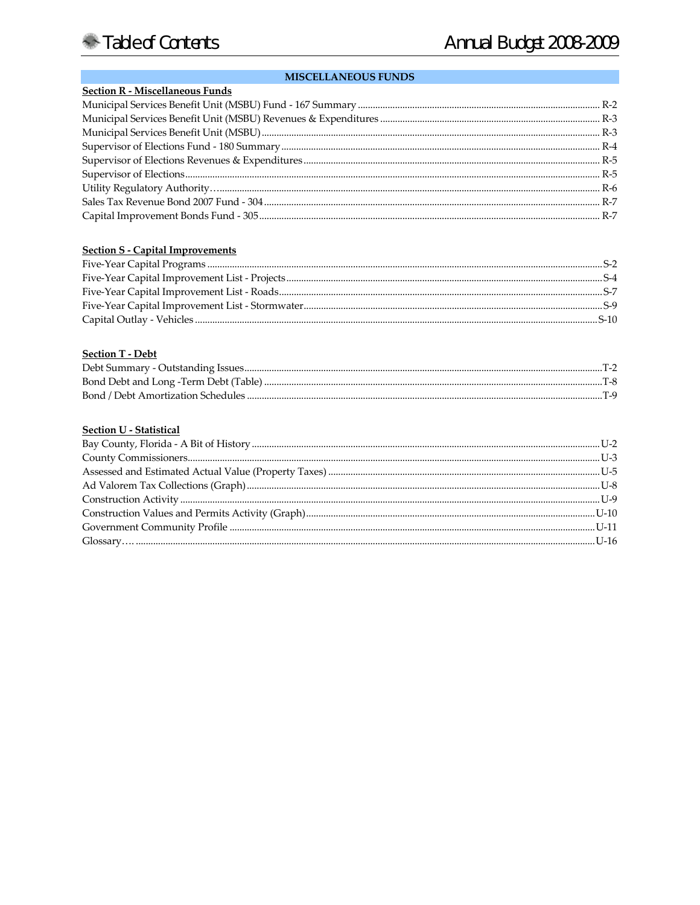## MISCELLANEOUS FUNDS

**Section R - Miscellaneous Funds**

Municipal Services Benefit Unit (MSBU) Fund - 167 Summary ........ R-2
Municipal Services Benefit Unit (MSBU) Revenues & Expenditures ........ R-3
Municipal Services Benefit Unit (MSBU) ........ R-3
Supervisor of Elections Fund - 180 Summary ........ R-4
Supervisor of Elections Revenues & Expenditures ........ R-5
Supervisor of Elections ........ R-5
Utility Regulatory Authority… ........ R-6
Sales Tax Revenue Bond 2007 Fund - 304 ........ R-7
Capital Improvement Bonds Fund - 305 ........ R-7

**Section S - Capital Improvements**

Five-Year Capital Programs ........ S-2
Five-Year Capital Improvement List - Projects ........ S-4
Five-Year Capital Improvement List - Roads ........ S-7
Five-Year Capital Improvement List - Stormwater ........ S-9
Capital Outlay - Vehicles ........ S-10

**Section T - Debt**

Debt Summary - Outstanding Issues ........ T-2
Bond Debt and Long -Term Debt (Table) ........ T-8
Bond / Debt Amortization Schedules ........ T-9

**Section U - Statistical**

Bay County, Florida - A Bit of History ........ U-2
County Commissioners ........ U-3
Assessed and Estimated Actual Value (Property Taxes) ........ U-5
Ad Valorem Tax Collections (Graph) ........ U-8
Construction Activity ........ U-9
Construction Values and Permits Activity (Graph) ........ U-10
Government Community Profile ........ U-11
Glossary… ........ U-16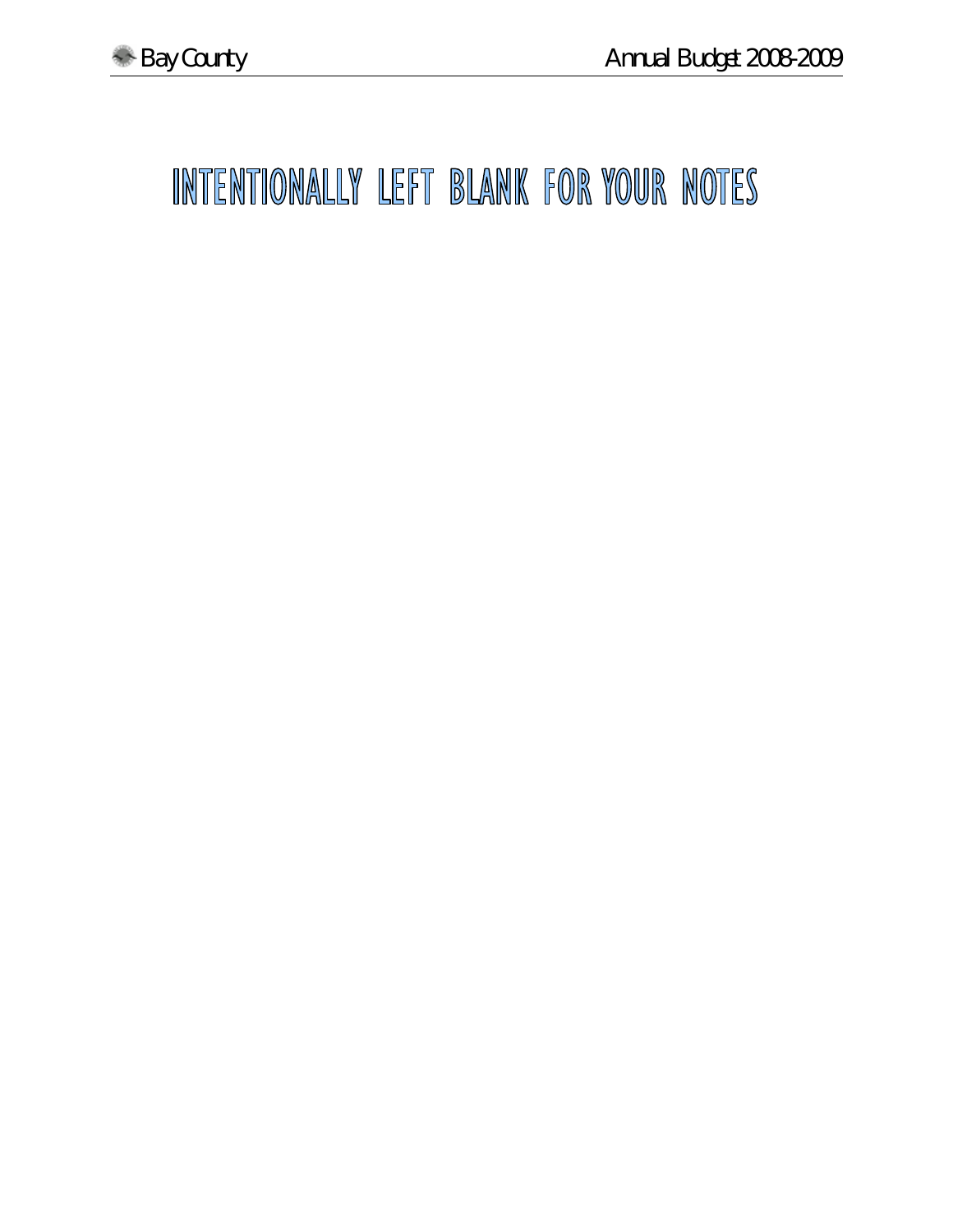# INTENTIONALLY LEFT BLANK FOR YOUR NOTES